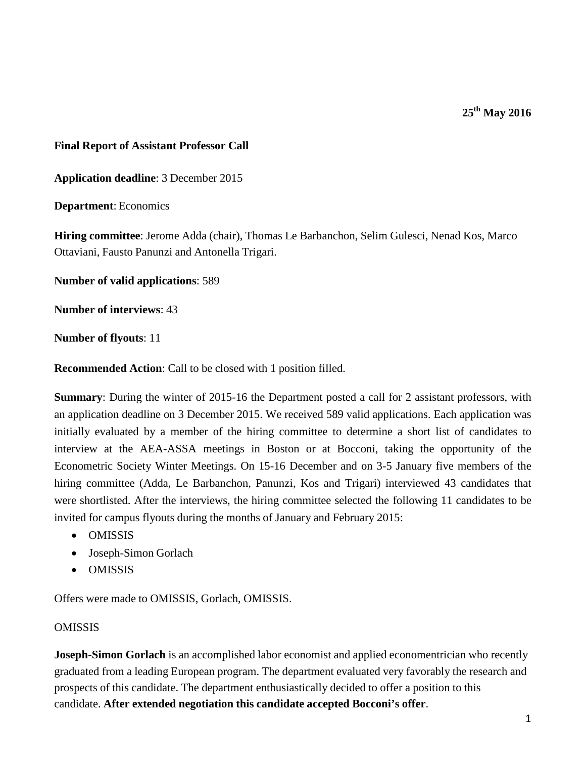**25th May 2016**

**Final Report of Assistant Professor Call**

**Application deadline**: 3 December 2015

**Department**: Economics

**Hiring committee**: Jerome Adda (chair), Thomas Le Barbanchon, Selim Gulesci, Nenad Kos, Marco Ottaviani, Fausto Panunzi and Antonella Trigari.

**Number of valid applications**: 589

**Number of interviews**: 43

**Number of flyouts**: 11

**Recommended Action**: Call to be closed with 1 position filled.

**Summary**: During the winter of 2015-16 the Department posted a call for 2 assistant professors, with an application deadline on 3 December 2015. We received 589 valid applications. Each application was initially evaluated by a member of the hiring committee to determine a short list of candidates to interview at the AEA-ASSA meetings in Boston or at Bocconi, taking the opportunity of the Econometric Society Winter Meetings. On 15-16 December and on 3-5 January five members of the hiring committee (Adda, Le Barbanchon, Panunzi, Kos and Trigari) interviewed 43 candidates that were shortlisted. After the interviews, the hiring committee selected the following 11 candidates to be invited for campus flyouts during the months of January and February 2015:

- OMISSIS
- Joseph-Simon Gorlach
- OMISSIS

Offers were made to OMISSIS, Gorlach, OMISSIS.

OMISSIS

**Joseph-Simon Gorlach** is an accomplished labor economist and applied economentrician who recently graduated from a leading European program. The department evaluated very favorably the research and prospects of this candidate. The department enthusiastically decided to offer a position to this candidate. **After extended negotiation this candidate accepted Bocconi's offer**.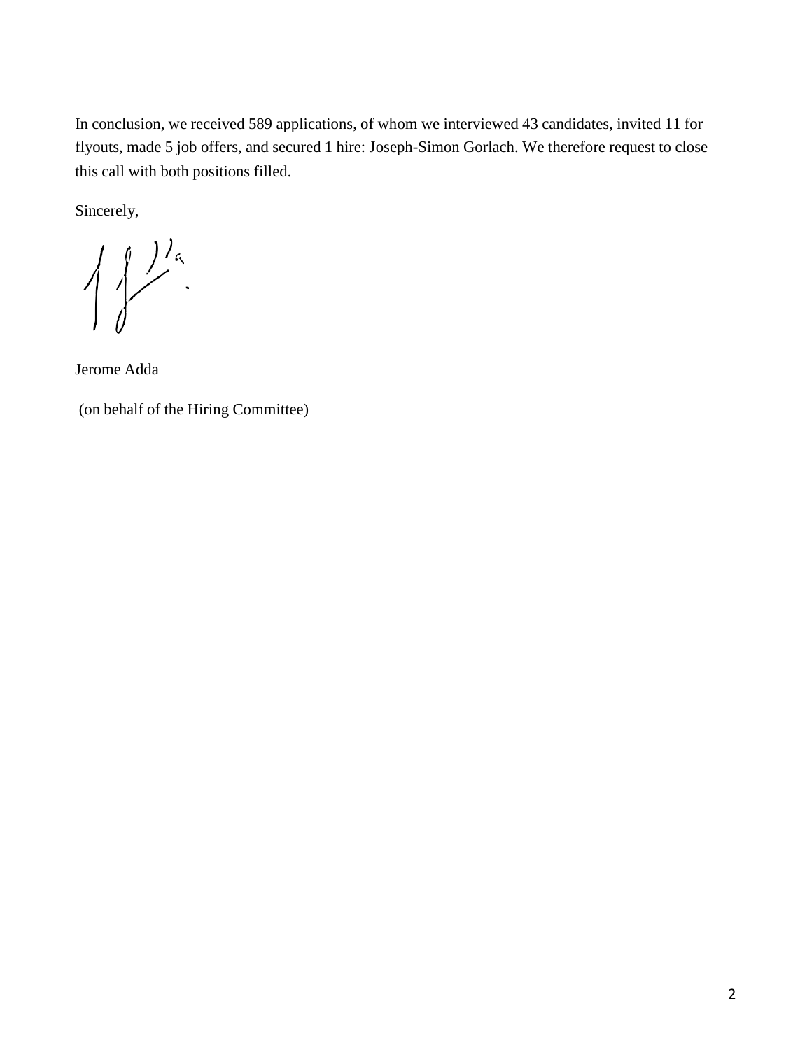In conclusion, we received 589 applications, of whom we interviewed 43 candidates, invited 11 for flyouts, made 5 job offers, and secured 1 hire: Joseph-Simon Gorlach. We therefore request to close this call with both positions filled.

Sincerely,

Jerome Adda

(on behalf of the Hiring Committee)